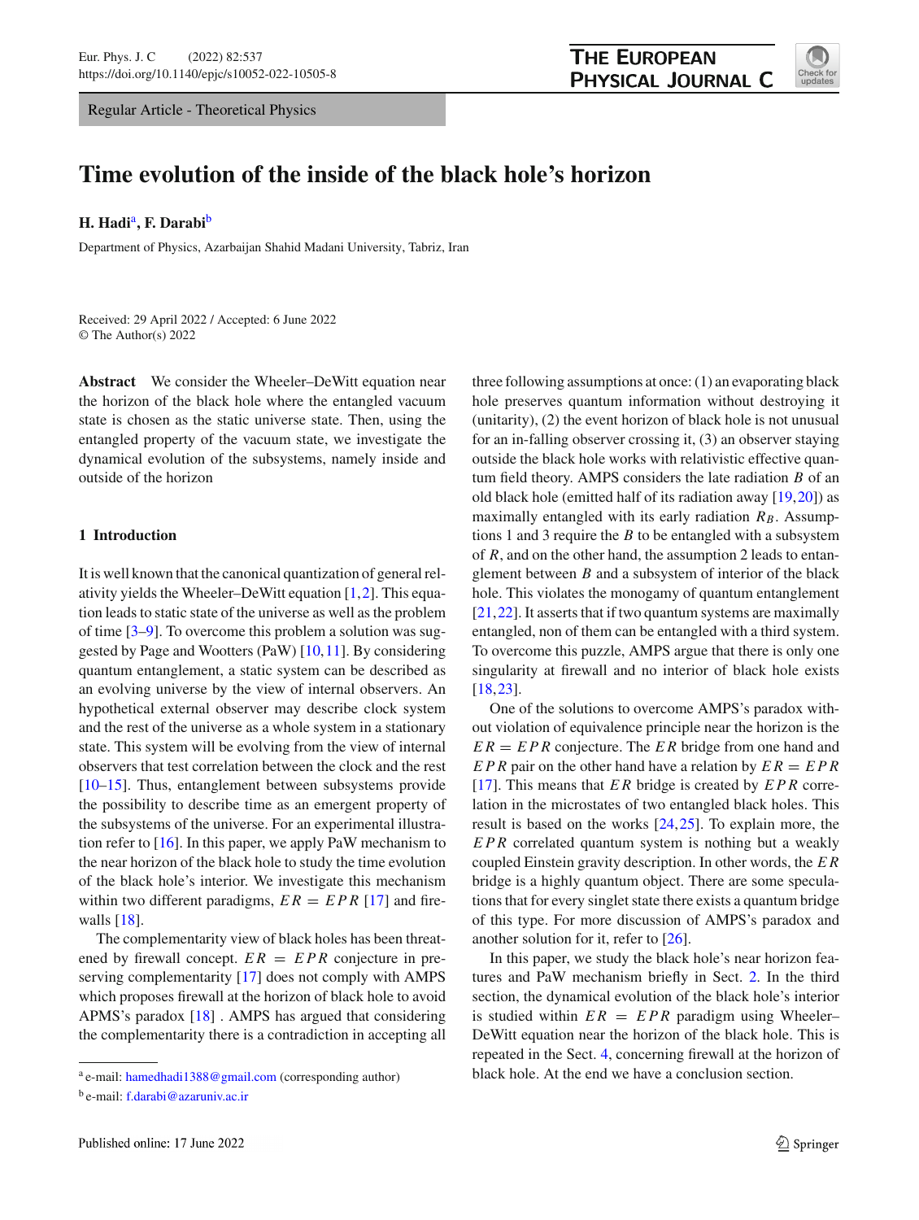Regular Article - Theoretical Physics

# Time evolution of the inside of the black hole's horizon

**H. Hadi**[a], **F. Darabi**[b]

Department of Physics, Azarbaijan Shahid Madani University, Tabriz, Iran

Received: 29 April 2022 / Accepted: 6 June 2022
© The Author(s) 2022

**Abstract** We consider the Wheeler–DeWitt equation near the horizon of the black hole where the entangled vacuum state is chosen as the static universe state. Then, using the entangled property of the vacuum state, we investigate the dynamical evolution of the subsystems, namely inside and outside of the horizon

## 1 Introduction

It is well known that the canonical quantization of general relativity yields the Wheeler–DeWitt equation [1,2]. This equation leads to static state of the universe as well as the problem of time [3–9]. To overcome this problem a solution was suggested by Page and Wootters (PaW) [10,11]. By considering quantum entanglement, a static system can be described as an evolving universe by the view of internal observers. An hypothetical external observer may describe clock system and the rest of the universe as a whole system in a stationary state. This system will be evolving from the view of internal observers that test correlation between the clock and the rest [10–15]. Thus, entanglement between subsystems provide the possibility to describe time as an emergent property of the subsystems of the universe. For an experimental illustration refer to [16]. In this paper, we apply PaW mechanism to the near horizon of the black hole to study the time evolution of the black hole's interior. We investigate this mechanism within two different paradigms, $ER = EPR$ [17] and firewalls [18].

The complementarity view of black holes has been threatened by firewall concept. $ER = EPR$ conjecture in preserving complementarity [17] does not comply with AMPS which proposes firewall at the horizon of black hole to avoid APMS's paradox [18] . AMPS has argued that considering the complementarity there is a contradiction in accepting all three following assumptions at once: (1) an evaporating black hole preserves quantum information without destroying it (unitarity), (2) the event horizon of black hole is not unusual for an in-falling observer crossing it, (3) an observer staying outside the black hole works with relativistic effective quantum field theory. AMPS considers the late radiation $B$ of an old black hole (emitted half of its radiation away [19,20]) as maximally entangled with its early radiation $R_B$. Assumptions 1 and 3 require the $B$ to be entangled with a subsystem of $R$, and on the other hand, the assumption 2 leads to entanglement between $B$ and a subsystem of interior of the black hole. This violates the monogamy of quantum entanglement [21,22]. It asserts that if two quantum systems are maximally entangled, non of them can be entangled with a third system. To overcome this puzzle, AMPS argue that there is only one singularity at firewall and no interior of black hole exists [18,23].

One of the solutions to overcome AMPS's paradox without violation of equivalence principle near the horizon is the $ER = EPR$ conjecture. The $ER$ bridge from one hand and $EPR$ pair on the other hand have a relation by $ER = EPR$ [17]. This means that $ER$ bridge is created by $EPR$ correlation in the microstates of two entangled black holes. This result is based on the works [24,25]. To explain more, the $EPR$ correlated quantum system is nothing but a weakly coupled Einstein gravity description. In other words, the $ER$ bridge is a highly quantum object. There are some speculations that for every singlet state there exists a quantum bridge of this type. For more discussion of AMPS's paradox and another solution for it, refer to [26].

In this paper, we study the black hole's near horizon features and PaW mechanism briefly in Sect. 2. In the third section, the dynamical evolution of the black hole's interior is studied within $ER = EPR$ paradigm using Wheeler–DeWitt equation near the horizon of the black hole. This is repeated in the Sect. 4, concerning firewall at the horizon of black hole. At the end we have a conclusion section.

---

[a] e-mail: hamedhadi1388@gmail.com (corresponding author)

[b] e-mail: f.darabi@azaruniv.ac.ir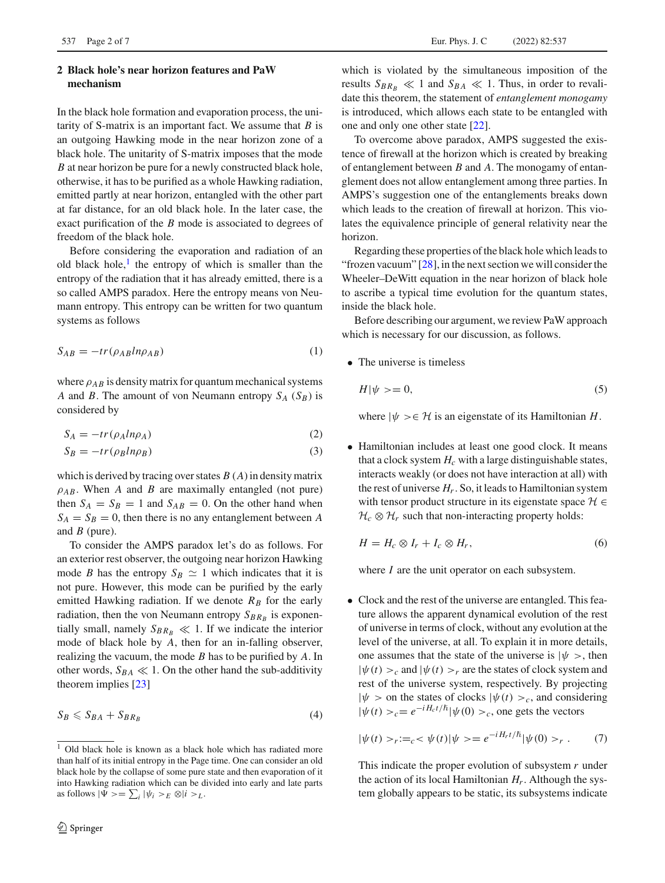## 2 Black hole's near horizon features and PaW mechanism

In the black hole formation and evaporation process, the unitarity of S-matrix is an important fact. We assume that $B$ is an outgoing Hawking mode in the near horizon zone of a black hole. The unitarity of S-matrix imposes that the mode $B$ at near horizon be pure for a newly constructed black hole, otherwise, it has to be purified as a whole Hawking radiation, emitted partly at near horizon, entangled with the other part at far distance, for an old black hole. In the later case, the exact purification of the $B$ mode is associated to degrees of freedom of the black hole.

Before considering the evaporation and radiation of an old black hole,[1] the entropy of which is smaller than the entropy of the radiation that it has already emitted, there is a so called AMPS paradox. Here the entropy means von Neumann entropy. This entropy can be written for two quantum systems as follows

$$S_{AB} = -tr(\rho_{AB} ln \rho_{AB}) \tag{1}$$

where $\rho_{AB}$ is density matrix for quantum mechanical systems $A$ and $B$. The amount of von Neumann entropy $S_A$ ($S_B$) is considered by

$$S_A = -tr(\rho_A ln \rho_A) \tag{2}$$

$$S_B = -tr(\rho_B ln \rho_B) \tag{3}$$

which is derived by tracing over states $B$ ($A$) in density matrix $\rho_{AB}$. When $A$ and $B$ are maximally entangled (not pure) then $S_A = S_B = 1$ and $S_{AB} = 0$. On the other hand when $S_A = S_B = 0$, then there is no any entanglement between $A$ and $B$ (pure).

To consider the AMPS paradox let's do as follows. For an exterior rest observer, the outgoing near horizon Hawking mode $B$ has the entropy $S_B \simeq 1$ which indicates that it is not pure. However, this mode can be purified by the early emitted Hawking radiation. If we denote $R_B$ for the early radiation, then the von Neumann entropy $S_{BR_B}$ is exponentially small, namely $S_{BR_B} \ll 1$. If we indicate the interior mode of black hole by $A$, then for an in-falling observer, realizing the vacuum, the mode $B$ has to be purified by $A$. In other words, $S_{BA} \ll 1$. On the other hand the sub-additivity theorem implies [23]

$$S_B \leqslant S_{BA} + S_{BR_B} \tag{4}$$

which is violated by the simultaneous imposition of the results $S_{BR_B} \ll 1$ and $S_{BA} \ll 1$. Thus, in order to revalidate this theorem, the statement of *entanglement monogamy* is introduced, which allows each state to be entangled with one and only one other state [22].

To overcome above paradox, AMPS suggested the existence of firewall at the horizon which is created by breaking of entanglement between $B$ and $A$. The monogamy of entanglement does not allow entanglement among three parties. In AMPS's suggestion one of the entanglements breaks down which leads to the creation of firewall at horizon. This violates the equivalence principle of general relativity near the horizon.

Regarding these properties of the black hole which leads to "frozen vacuum" [28], in the next section we will consider the Wheeler–DeWitt equation in the near horizon of black hole to ascribe a typical time evolution for the quantum states, inside the black hole.

Before describing our argument, we review PaW approach which is necessary for our discussion, as follows.

- The universe is timeless

  $$H|\psi>= 0, \tag{5}$$

  where $|\psi> \in \mathcal{H}$ is an eigenstate of its Hamiltonian $H$.

- Hamiltonian includes at least one good clock. It means that a clock system $H_c$ with a large distinguishable states, interacts weakly (or does not have interaction at all) with the rest of universe $H_r$. So, it leads to Hamiltonian system with tensor product structure in its eigenstate space $\mathcal{H} \in \mathcal{H}_c \otimes \mathcal{H}_r$ such that non-interacting property holds:

  $$H = H_c \otimes I_r + I_c \otimes H_r, \tag{6}$$

  where $I$ are the unit operator on each subsystem.

- Clock and the rest of the universe are entangled. This feature allows the apparent dynamical evolution of the rest of universe in terms of clock, without any evolution at the level of the universe, at all. To explain it in more details, one assumes that the state of the universe is $|\psi>$, then $|\psi(t)>_c$ and $|\psi(t)>_r$ are the states of clock system and rest of the universe system, respectively. By projecting $|\psi>$ on the states of clocks $|\psi(t)>_c$, and considering $|\psi(t)>_c = e^{-iH_c t/\hbar}|\psi(0)>_c$, one gets the vectors

  $$|\psi(t)>_r := {}_c<\psi(t)|\psi> = e^{-iH_r t/\hbar}|\psi(0)>_r . \tag{7}$$

  This indicate the proper evolution of subsystem $r$ under the action of its local Hamiltonian $H_r$. Although the system globally appears to be static, its subsystems indicate

[1] Old black hole is known as a black hole which has radiated more than half of its initial entropy in the Page time. One can consider an old black hole by the collapse of some pure state and then evaporation of it into Hawking radiation which can be divided into early and late parts as follows $|\Psi>= \sum_i |\psi_i>_E \otimes |i>_L$.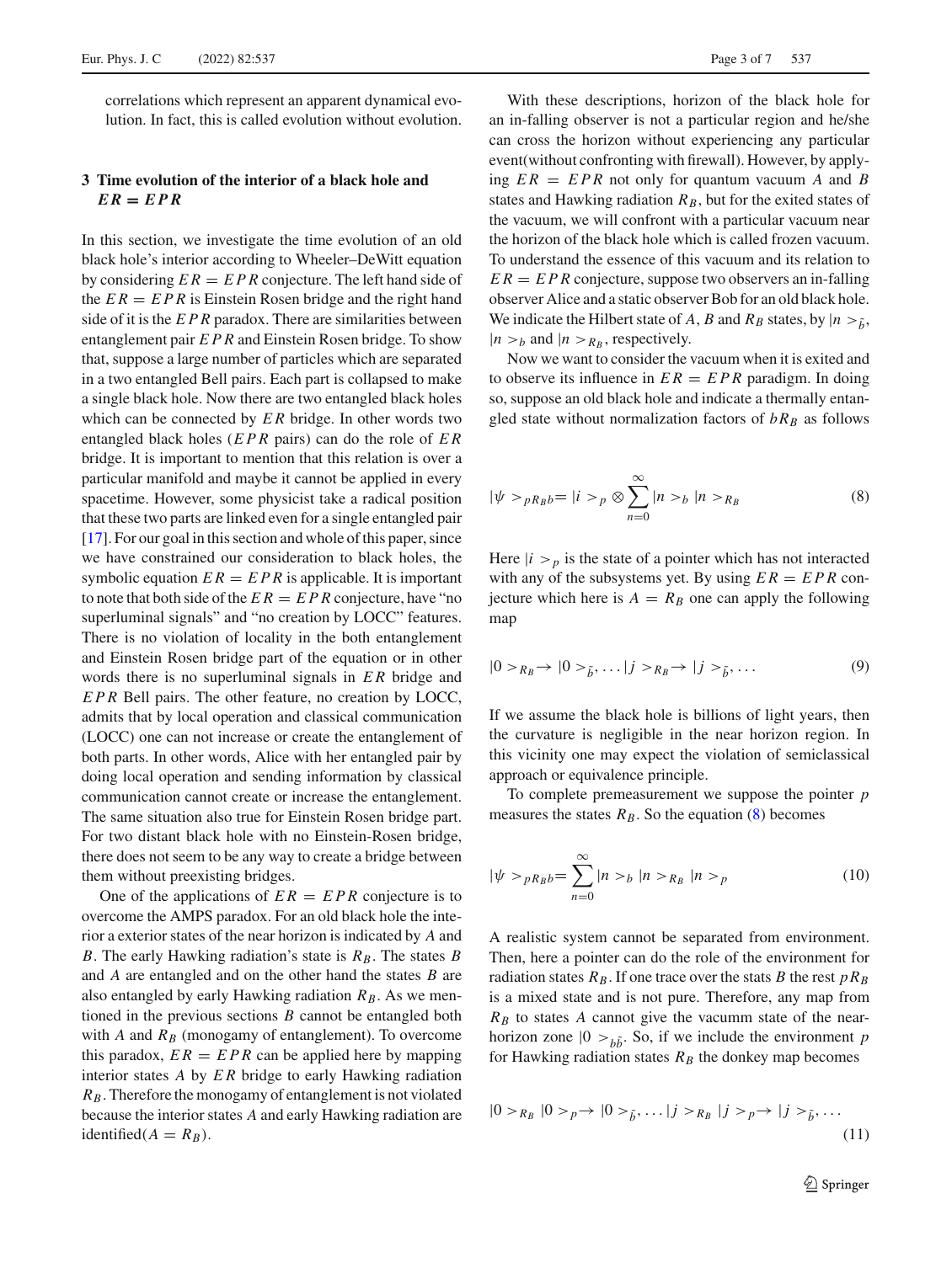correlations which represent an apparent dynamical evolution. In fact, this is called evolution without evolution.

## 3 Time evolution of the interior of a black hole and $ER = EPR$

In this section, we investigate the time evolution of an old black hole's interior according to Wheeler–DeWitt equation by considering $ER = EPR$ conjecture. The left hand side of the $ER = EPR$ is Einstein Rosen bridge and the right hand side of it is the $EPR$ paradox. There are similarities between entanglement pair $EPR$ and Einstein Rosen bridge. To show that, suppose a large number of particles which are separated in a two entangled Bell pairs. Each part is collapsed to make a single black hole. Now there are two entangled black holes which can be connected by $ER$ bridge. In other words two entangled black holes ($EPR$ pairs) can do the role of $ER$ bridge. It is important to mention that this relation is over a particular manifold and maybe it cannot be applied in every spacetime. However, some physicist take a radical position that these two parts are linked even for a single entangled pair [17]. For our goal in this section and whole of this paper, since we have constrained our consideration to black holes, the symbolic equation $ER = EPR$ is applicable. It is important to note that both side of the $ER = EPR$ conjecture, have "no superluminal signals" and "no creation by LOCC" features. There is no violation of locality in the both entanglement and Einstein Rosen bridge part of the equation or in other words there is no superluminal signals in $ER$ bridge and $EPR$ Bell pairs. The other feature, no creation by LOCC, admits that by local operation and classical communication (LOCC) one can not increase or create the entanglement of both parts. In other words, Alice with her entangled pair by doing local operation and sending information by classical communication cannot create or increase the entanglement. The same situation also true for Einstein Rosen bridge part. For two distant black hole with no Einstein-Rosen bridge, there does not seem to be any way to create a bridge between them without preexisting bridges.

One of the applications of $ER = EPR$ conjecture is to overcome the AMPS paradox. For an old black hole the interior a exterior states of the near horizon is indicated by $A$ and $B$. The early Hawking radiation's state is $R_B$. The states $B$ and $A$ are entangled and on the other hand the states $B$ are also entangled by early Hawking radiation $R_B$. As we mentioned in the previous sections $B$ cannot be entangled both with $A$ and $R_B$ (monogamy of entanglement). To overcome this paradox, $ER = EPR$ can be applied here by mapping interior states $A$ by $ER$ bridge to early Hawking radiation $R_B$. Therefore the monogamy of entanglement is not violated because the interior states $A$ and early Hawking radiation are identified($A = R_B$).

With these descriptions, horizon of the black hole for an in-falling observer is not a particular region and he/she can cross the horizon without experiencing any particular event(without confronting with firewall). However, by applying $ER = EPR$ not only for quantum vacuum $A$ and $B$ states and Hawking radiation $R_B$, but for the exited states of the vacuum, we will confront with a particular vacuum near the horizon of the black hole which is called frozen vacuum. To understand the essence of this vacuum and its relation to $ER = EPR$ conjecture, suppose two observers an in-falling observer Alice and a static observer Bob for an old black hole. We indicate the Hilbert state of $A$, $B$ and $R_B$ states, by $|n>_{\tilde{b}}$, $|n>_b$ and $|n>_{R_B}$, respectively.

Now we want to consider the vacuum when it is exited and to observe its influence in $ER = EPR$ paradigm. In doing so, suppose an old black hole and indicate a thermally entangled state without normalization factors of $bR_B$ as follows

$$
|\psi>_{pR_Bb} = |i>_p \otimes \sum_{n=0}^{\infty} |n>_b\, |n>_{R_B} \tag{8}
$$

Here $|i>_p$ is the state of a pointer which has not interacted with any of the subsystems yet. By using $ER = EPR$ conjecture which here is $A = R_B$ one can apply the following map

$$
|0>_{R_B} \rightarrow |0>_{\tilde{b}}, \ldots |j>_{R_B} \rightarrow |j>_{\tilde{b}}, \ldots \tag{9}
$$

If we assume the black hole is billions of light years, then the curvature is negligible in the near horizon region. In this vicinity one may expect the violation of semiclassical approach or equivalence principle.

To complete premeasurement we suppose the pointer $p$ measures the states $R_B$. So the equation (8) becomes

$$
|\psi>_{pR_Bb} = \sum_{n=0}^{\infty} |n>_b\, |n>_{R_B}\, |n>_p \tag{10}
$$

A realistic system cannot be separated from environment. Then, here a pointer can do the role of the environment for radiation states $R_B$. If one trace over the stats $B$ the rest $pR_B$ is a mixed state and is not pure. Therefore, any map from $R_B$ to states $A$ cannot give the vacumm state of the near-horizon zone $|0>_{b\tilde{b}}$. So, if we include the environment $p$ for Hawking radiation states $R_B$ the donkey map becomes

$$
|0>_{R_B}\, |0>_p \rightarrow |0>_{\tilde{b}}, \ldots |j>_{R_B}\, |j>_p \rightarrow |j>_{\tilde{b}}, \ldots \tag{11}
$$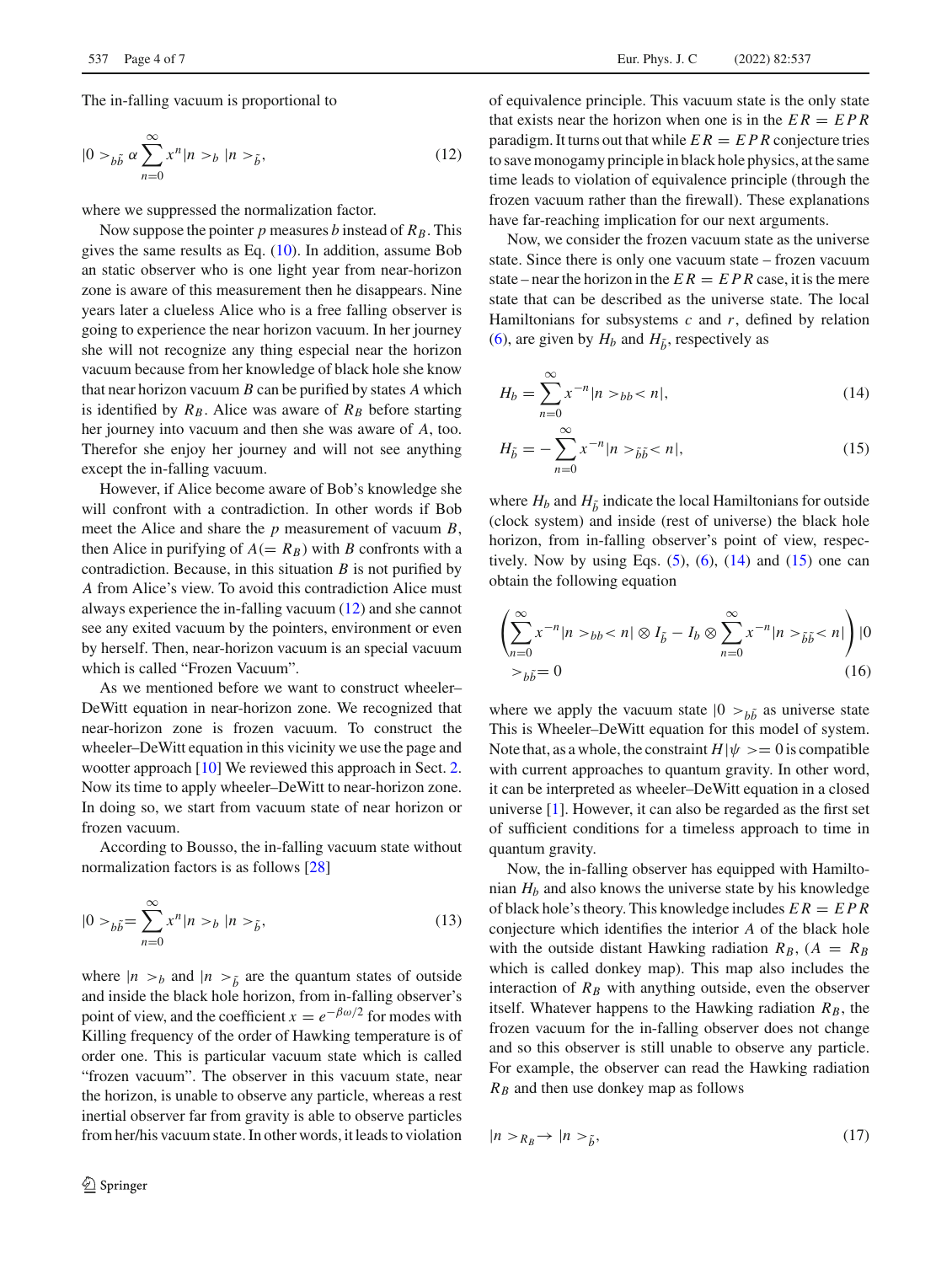The in-falling vacuum is proportional to

$$|0>_{b\tilde{b}} \propto \sum_{n=0}^{\infty} x^n |n>_b \, |n>_{\tilde{b}}, \tag{12}$$

where we suppressed the normalization factor.

Now suppose the pointer $p$ measures $b$ instead of $R_B$. This gives the same results as Eq. (10). In addition, assume Bob an static observer who is one light year from near-horizon zone is aware of this measurement then he disappears. Nine years later a clueless Alice who is a free falling observer is going to experience the near horizon vacuum. In her journey she will not recognize any thing especial near the horizon vacuum because from her knowledge of black hole she know that near horizon vacuum $B$ can be purified by states $A$ which is identified by $R_B$. Alice was aware of $R_B$ before starting her journey into vacuum and then she was aware of $A$, too. Therefor she enjoy her journey and will not see anything except the in-falling vacuum.

However, if Alice become aware of Bob's knowledge she will confront with a contradiction. In other words if Bob meet the Alice and share the $p$ measurement of vacuum $B$, then Alice in purifying of $A(= R_B)$ with $B$ confronts with a contradiction. Because, in this situation $B$ is not purified by $A$ from Alice's view. To avoid this contradiction Alice must always experience the in-falling vacuum (12) and she cannot see any exited vacuum by the pointers, environment or even by herself. Then, near-horizon vacuum is an special vacuum which is called "Frozen Vacuum".

As we mentioned before we want to construct wheeler–DeWitt equation in near-horizon zone. We recognized that near-horizon zone is frozen vacuum. To construct the wheeler–DeWitt equation in this vicinity we use the page and wootter approach [10] We reviewed this approach in Sect. 2. Now its time to apply wheeler–DeWitt to near-horizon zone. In doing so, we start from vacuum state of near horizon or frozen vacuum.

According to Bousso, the in-falling vacuum state without normalization factors is as follows [28]

$$|0>_{b\tilde{b}} = \sum_{n=0}^{\infty} x^n |n>_b \, |n>_{\tilde{b}}, \tag{13}$$

where $|n>_b$ and $|n>_{\tilde{b}}$ are the quantum states of outside and inside the black hole horizon, from in-falling observer's point of view, and the coefficient $x = e^{-\beta\omega/2}$ for modes with Killing frequency of the order of Hawking temperature is of order one. This is particular vacuum state which is called "frozen vacuum". The observer in this vacuum state, near the horizon, is unable to observe any particle, whereas a rest inertial observer far from gravity is able to observe particles from her/his vacuum state. In other words, it leads to violation of equivalence principle. This vacuum state is the only state that exists near the horizon when one is in the $ER = EPR$ paradigm. It turns out that while $ER = EPR$ conjecture tries to save monogamy principle in black hole physics, at the same time leads to violation of equivalence principle (through the frozen vacuum rather than the firewall). These explanations have far-reaching implication for our next arguments.

Now, we consider the frozen vacuum state as the universe state. Since there is only one vacuum state – frozen vacuum state – near the horizon in the $ER = EPR$ case, it is the mere state that can be described as the universe state. The local Hamiltonians for subsystems $c$ and $r$, defined by relation (6), are given by $H_b$ and $H_{\tilde{b}}$, respectively as

$$H_b = \sum_{n=0}^{\infty} x^{-n} |n>_{bb}<n|, \tag{14}$$

$$H_{\tilde{b}} = -\sum_{n=0}^{\infty} x^{-n} |n>_{\tilde{b}\tilde{b}}<n|, \tag{15}$$

where $H_b$ and $H_{\tilde{b}}$ indicate the local Hamiltonians for outside (clock system) and inside (rest of universe) the black hole horizon, from in-falling observer's point of view, respectively. Now by using Eqs. (5), (6), (14) and (15) one can obtain the following equation

$$\left( \sum_{n=0}^{\infty} x^{-n} |n>_{bb}<n| \otimes I_{\tilde{b}} - I_b \otimes \sum_{n=0}^{\infty} x^{-n} |n>_{\tilde{b}\tilde{b}}<n| \right) |0>_{b\tilde{b}} = 0 \tag{16}$$

where we apply the vacuum state $|0>_{b\tilde{b}}$ as universe state This is Wheeler–DeWitt equation for this model of system. Note that, as a whole, the constraint $H|\psi>= 0$ is compatible with current approaches to quantum gravity. In other word, it can be interpreted as wheeler–DeWitt equation in a closed universe [1]. However, it can also be regarded as the first set of sufficient conditions for a timeless approach to time in quantum gravity.

Now, the in-falling observer has equipped with Hamiltonian $H_b$ and also knows the universe state by his knowledge of black hole's theory. This knowledge includes $ER = EPR$ conjecture which identifies the interior $A$ of the black hole with the outside distant Hawking radiation $R_B$, ($A = R_B$ which is called donkey map). This map also includes the interaction of $R_B$ with anything outside, even the observer itself. Whatever happens to the Hawking radiation $R_B$, the frozen vacuum for the in-falling observer does not change and so this observer is still unable to observe any particle. For example, the observer can read the Hawking radiation $R_B$ and then use donkey map as follows

$$|n>_{R_B} \rightarrow |n>_{\tilde{b}}, \tag{17}$$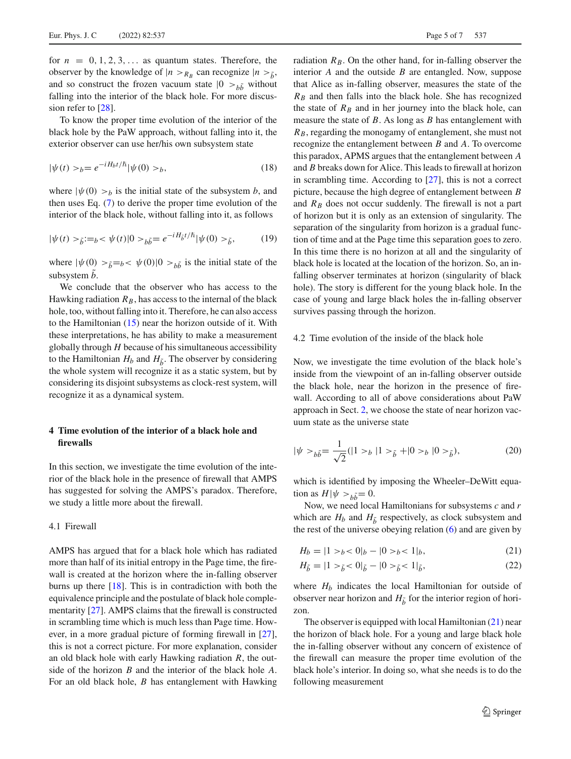for $n = 0, 1, 2, 3, \ldots$ as quantum states. Therefore, the observer by the knowledge of $|n>_{R_B}$ can recognize $|n>_{\tilde{b}}$, and so construct the frozen vacuum state $|0>_{b\tilde{b}}$ without falling into the interior of the black hole. For more discussion refer to [28].

To know the proper time evolution of the interior of the black hole by the PaW approach, without falling into it, the exterior observer can use her/his own subsystem state

$$|\psi(t)>_b = e^{-iH_b t/\hbar}|\psi(0)>_b, \tag{18}$$

where $|\psi(0)>_b$ is the initial state of the subsystem $b$, and then uses Eq. (7) to derive the proper time evolution of the interior of the black hole, without falling into it, as follows

$$|\psi(t)>_{\tilde{b}} := {}_b<\psi(t)|0>_{b\tilde{b}} = e^{-iH_{\tilde{b}}t/\hbar}|\psi(0)>_{\tilde{b}}, \tag{19}$$

where $|\psi(0)>_{\tilde{b}} = {}_b<\psi(0)|0>_{b\tilde{b}}$ is the initial state of the subsystem $\tilde{b}$.

We conclude that the observer who has access to the Hawking radiation $R_B$, has access to the internal of the black hole, too, without falling into it. Therefore, he can also access to the Hamiltonian (15) near the horizon outside of it. With these interpretations, he has ability to make a measurement globally through $H$ because of his simultaneous accessibility to the Hamiltonian $H_b$ and $H_{\tilde{b}}$. The observer by considering the whole system will recognize it as a static system, but by considering its disjoint subsystems as clock-rest system, will recognize it as a dynamical system.

## 4 Time evolution of the interior of a black hole and firewalls

In this section, we investigate the time evolution of the interior of the black hole in the presence of firewall that AMPS has suggested for solving the AMPS's paradox. Therefore, we study a little more about the firewall.

### 4.1 Firewall

AMPS has argued that for a black hole which has radiated more than half of its initial entropy in the Page time, the firewall is created at the horizon where the in-falling observer burns up there [18]. This is in contradiction with both the equivalence principle and the postulate of black hole complementarity [27]. AMPS claims that the firewall is constructed in scrambling time which is much less than Page time. However, in a more gradual picture of forming firewall in [27], this is not a correct picture. For more explanation, consider an old black hole with early Hawking radiation $R$, the outside of the horizon $B$ and the interior of the black hole $A$. For an old black hole, $B$ has entanglement with Hawking radiation $R_B$. On the other hand, for in-falling observer the interior $A$ and the outside $B$ are entangled. Now, suppose that Alice as in-falling observer, measures the state of the $R_B$ and then falls into the black hole. She has recognized the state of $R_B$ and in her journey into the black hole, can measure the state of $B$. As long as $B$ has entanglement with $R_B$, regarding the monogamy of entanglement, she must not recognize the entanglement between $B$ and $A$. To overcome this paradox, APMS argues that the entanglement between $A$ and $B$ breaks down for Alice. This leads to firewall at horizon in scrambling time. According to [27], this is not a correct picture, because the high degree of entanglement between $B$ and $R_B$ does not occur suddenly. The firewall is not a part of horizon but it is only as an extension of singularity. The separation of the singularity from horizon is a gradual function of time and at the Page time this separation goes to zero. In this time there is no horizon at all and the singularity of black hole is located at the location of the horizon. So, an in-falling observer terminates at horizon (singularity of black hole). The story is different for the young black hole. In the case of young and large black holes the in-falling observer survives passing through the horizon.

### 4.2 Time evolution of the inside of the black hole

Now, we investigate the time evolution of the black hole's inside from the viewpoint of an in-falling observer outside the black hole, near the horizon in the presence of firewall. According to all of above considerations about PaW approach in Sect. 2, we choose the state of near horizon vacuum state as the universe state

$$|\psi>_{b\tilde{b}} = \frac{1}{\sqrt{2}}(|1>_b|1>_{\tilde{b}} + |0>_b|0>_{\tilde{b}}), \tag{20}$$

which is identified by imposing the Wheeler–DeWitt equation as $H|\psi>_{b\tilde{b}} = 0$.

Now, we need local Hamiltonians for subsystems $c$ and $r$ which are $H_b$ and $H_{\tilde{b}}$ respectively, as clock subsystem and the rest of the universe obeying relation (6) and are given by

$$H_b = |1>_b<0|_b - |0>_b<1|_b, \tag{21}$$

$$H_{\tilde{b}} = |1>_{\tilde{b}}<0|_{\tilde{b}} - |0>_{\tilde{b}}<1|_{\tilde{b}}, \tag{22}$$

where $H_b$ indicates the local Hamiltonian for outside of observer near horizon and $H_{\tilde{b}}$ for the interior region of horizon.

The observer is equipped with local Hamiltonian (21) near the horizon of black hole. For a young and large black hole the in-falling observer without any concern of existence of the firewall can measure the proper time evolution of the black hole's interior. In doing so, what she needs is to do the following measurement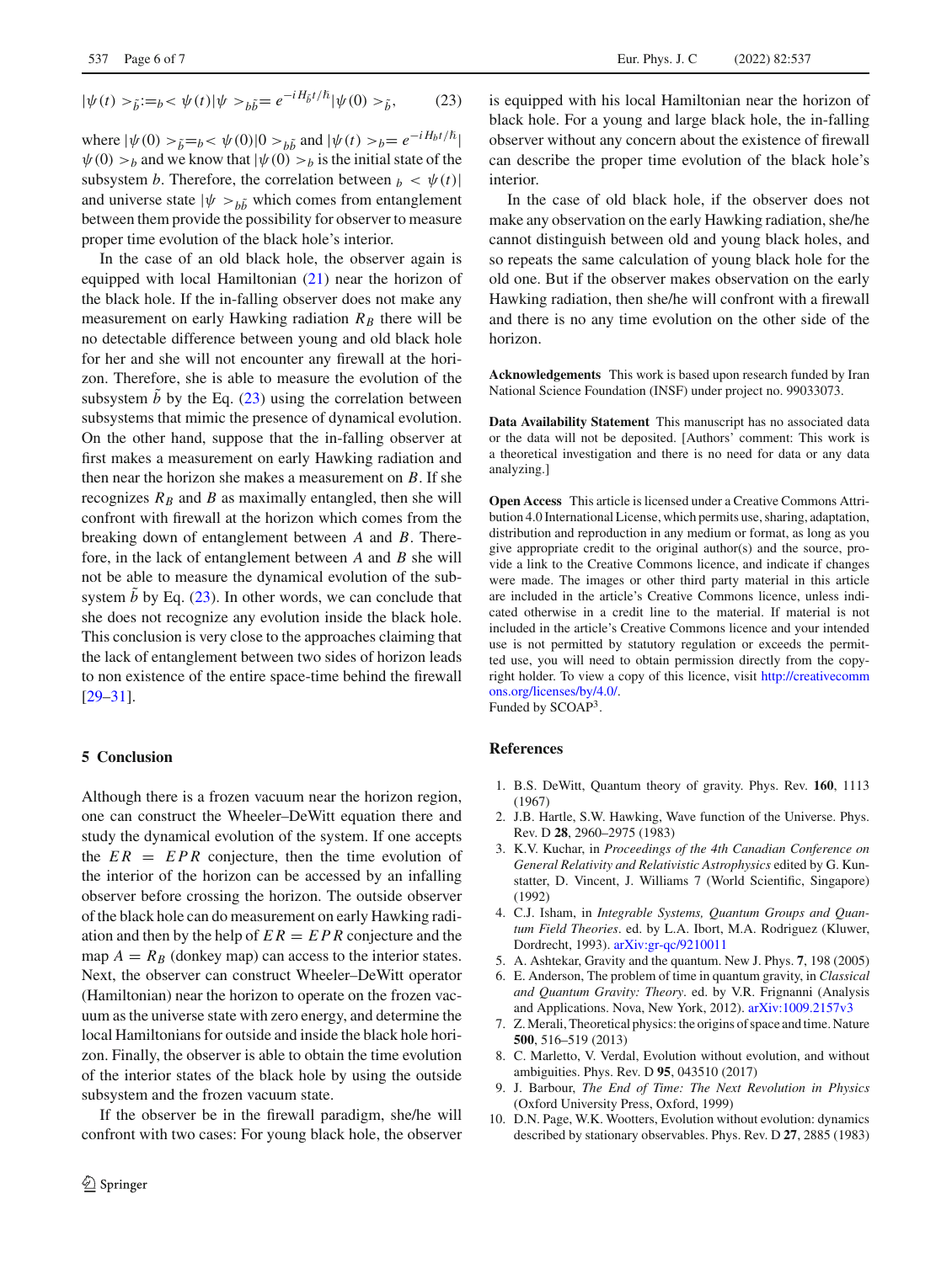$$|\psi(t)>_{\tilde{b}} := {}_b<\psi(t)|\psi>_{b\tilde{b}} = e^{-iH_{\tilde{b}}t/\hbar}|\psi(0)>_{\tilde{b}}, \tag{23}$$

where $|\psi(0)>_{\tilde{b}} = {}_b<\psi(0)|0>_{b\tilde{b}}$ and $|\psi(t)>_b = e^{-iH_b t/\hbar}|\psi(0)>_b$ and we know that $|\psi(0)>_b$ is the initial state of the subsystem $b$. Therefore, the correlation between ${}_b<\psi(t)|$ and universe state $|\psi>_{b\tilde{b}}$ which comes from entanglement between them provide the possibility for observer to measure proper time evolution of the black hole's interior.

In the case of an old black hole, the observer again is equipped with local Hamiltonian (21) near the horizon of the black hole. If the in-falling observer does not make any measurement on early Hawking radiation $R_B$ there will be no detectable difference between young and old black hole for her and she will not encounter any firewall at the horizon. Therefore, she is able to measure the evolution of the subsystem $\tilde{b}$ by the Eq. (23) using the correlation between subsystems that mimic the presence of dynamical evolution. On the other hand, suppose that the in-falling observer at first makes a measurement on early Hawking radiation and then near the horizon she makes a measurement on $B$. If she recognizes $R_B$ and $B$ as maximally entangled, then she will confront with firewall at the horizon which comes from the breaking down of entanglement between $A$ and $B$. Therefore, in the lack of entanglement between $A$ and $B$ she will not be able to measure the dynamical evolution of the subsystem $\tilde{b}$ by Eq. (23). In other words, we can conclude that she does not recognize any evolution inside the black hole. This conclusion is very close to the approaches claiming that the lack of entanglement between two sides of horizon leads to non existence of the entire space-time behind the firewall [29–31].

## 5 Conclusion

Although there is a frozen vacuum near the horizon region, one can construct the Wheeler–DeWitt equation there and study the dynamical evolution of the system. If one accepts the $ER = EPR$ conjecture, then the time evolution of the interior of the horizon can be accessed by an infalling observer before crossing the horizon. The outside observer of the black hole can do measurement on early Hawking radiation and then by the help of $ER = EPR$ conjecture and the map $A = R_B$ (donkey map) can access to the interior states. Next, the observer can construct Wheeler–DeWitt operator (Hamiltonian) near the horizon to operate on the frozen vacuum as the universe state with zero energy, and determine the local Hamiltonians for outside and inside the black hole horizon. Finally, the observer is able to obtain the time evolution of the interior states of the black hole by using the outside subsystem and the frozen vacuum state.

If the observer be in the firewall paradigm, she/he will confront with two cases: For young black hole, the observer is equipped with his local Hamiltonian near the horizon of black hole. For a young and large black hole, the in-falling observer without any concern about the existence of firewall can describe the proper time evolution of the black hole's interior.

In the case of old black hole, if the observer does not make any observation on the early Hawking radiation, she/he cannot distinguish between old and young black holes, and so repeats the same calculation of young black hole for the old one. But if the observer makes observation on the early Hawking radiation, then she/he will confront with a firewall and there is no any time evolution on the other side of the horizon.

**Acknowledgements** This work is based upon research funded by Iran National Science Foundation (INSF) under project no. 99033073.

**Data Availability Statement** This manuscript has no associated data or the data will not be deposited. [Authors' comment: This work is a theoretical investigation and there is no need for data or any data analyzing.]

**Open Access** This article is licensed under a Creative Commons Attribution 4.0 International License, which permits use, sharing, adaptation, distribution and reproduction in any medium or format, as long as you give appropriate credit to the original author(s) and the source, provide a link to the Creative Commons licence, and indicate if changes were made. The images or other third party material in this article are included in the article's Creative Commons licence, unless indicated otherwise in a credit line to the material. If material is not included in the article's Creative Commons licence and your intended use is not permitted by statutory regulation or exceeds the permitted use, you will need to obtain permission directly from the copyright holder. To view a copy of this licence, visit http://creativecommons.org/licenses/by/4.0/.
Funded by SCOAP[3].

## References

1. B.S. DeWitt, Quantum theory of gravity. Phys. Rev. **160**, 1113 (1967)
2. J.B. Hartle, S.W. Hawking, Wave function of the Universe. Phys. Rev. D **28**, 2960–2975 (1983)
3. K.V. Kuchar, in *Proceedings of the 4th Canadian Conference on General Relativity and Relativistic Astrophysics* edited by G. Kunstatter, D. Vincent, J. Williams 7 (World Scientific, Singapore) (1992)
4. C.J. Isham, in *Integrable Systems, Quantum Groups and Quantum Field Theories*. ed. by L.A. Ibort, M.A. Rodriguez (Kluwer, Dordrecht, 1993). arXiv:gr-qc/9210011
5. A. Ashtekar, Gravity and the quantum. New J. Phys. **7**, 198 (2005)
6. E. Anderson, The problem of time in quantum gravity, in *Classical and Quantum Gravity: Theory*. ed. by V.R. Frignanni (Analysis and Applications. Nova, New York, 2012). arXiv:1009.2157v3
7. Z. Merali, Theoretical physics: the origins of space and time. Nature **500**, 516–519 (2013)
8. C. Marletto, V. Verdal, Evolution without evolution, and without ambiguities. Phys. Rev. D **95**, 043510 (2017)
9. J. Barbour, *The End of Time: The Next Revolution in Physics* (Oxford University Press, Oxford, 1999)
10. D.N. Page, W.K. Wootters, Evolution without evolution: dynamics described by stationary observables. Phys. Rev. D **27**, 2885 (1983)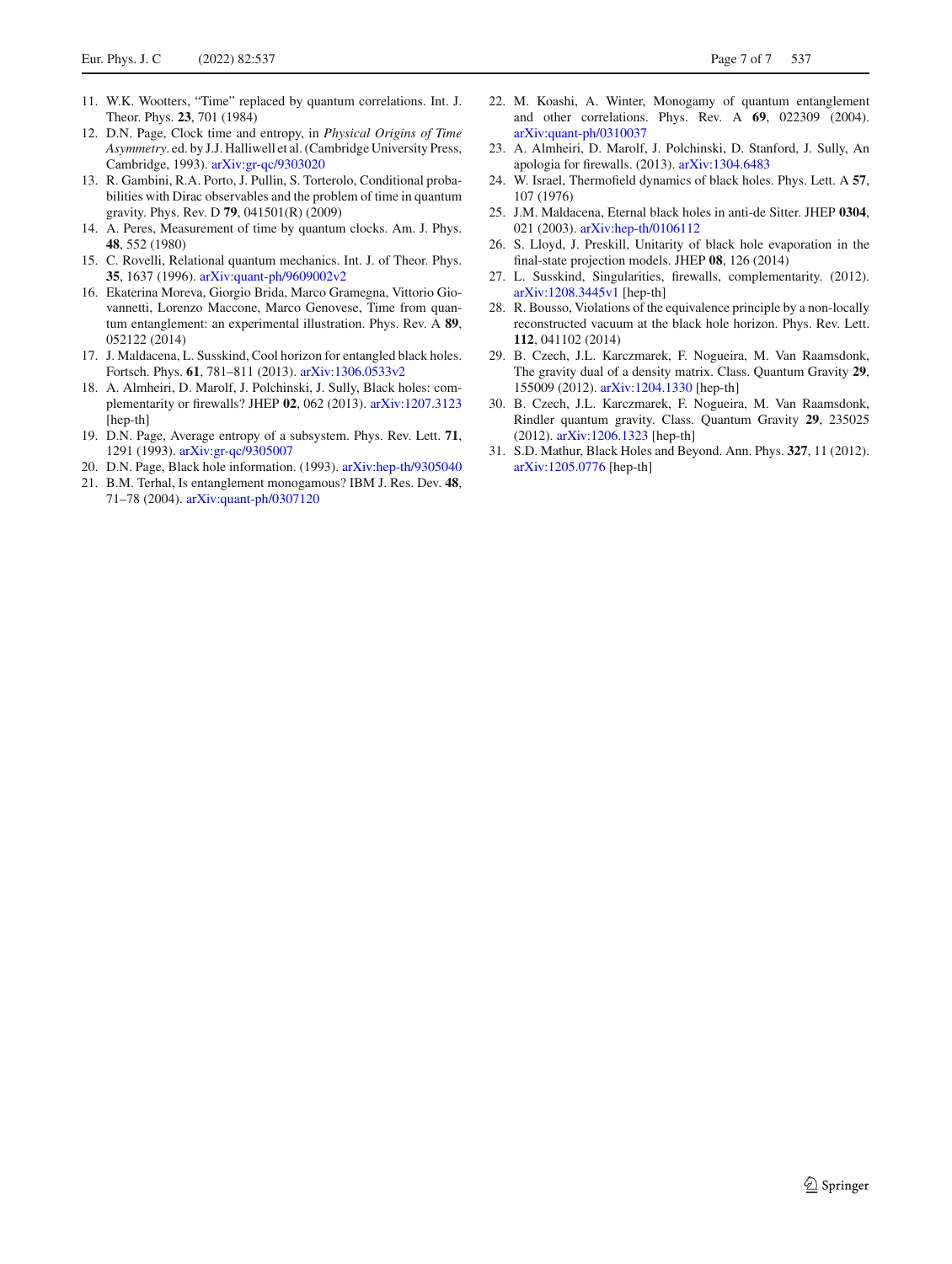11. W.K. Wootters, "Time" replaced by quantum correlations. Int. J. Theor. Phys. **23**, 701 (1984)
12. D.N. Page, Clock time and entropy, in *Physical Origins of Time Asymmetry*. ed. by J.J. Halliwell et al. (Cambridge University Press, Cambridge, 1993). arXiv:gr-qc/9303020
13. R. Gambini, R.A. Porto, J. Pullin, S. Torterolo, Conditional probabilities with Dirac observables and the problem of time in quantum gravity. Phys. Rev. D **79**, 041501(R) (2009)
14. A. Peres, Measurement of time by quantum clocks. Am. J. Phys. **48**, 552 (1980)
15. C. Rovelli, Relational quantum mechanics. Int. J. of Theor. Phys. **35**, 1637 (1996). arXiv:quant-ph/9609002v2
16. Ekaterina Moreva, Giorgio Brida, Marco Gramegna, Vittorio Giovannetti, Lorenzo Maccone, Marco Genovese, Time from quantum entanglement: an experimental illustration. Phys. Rev. A **89**, 052122 (2014)
17. J. Maldacena, L. Susskind, Cool horizon for entangled black holes. Fortsch. Phys. **61**, 781–811 (2013). arXiv:1306.0533v2
18. A. Almheiri, D. Marolf, J. Polchinski, J. Sully, Black holes: complementarity or firewalls? JHEP **02**, 062 (2013). arXiv:1207.3123 [hep-th]
19. D.N. Page, Average entropy of a subsystem. Phys. Rev. Lett. **71**, 1291 (1993). arXiv:gr-qc/9305007
20. D.N. Page, Black hole information. (1993). arXiv:hep-th/9305040
21. B.M. Terhal, Is entanglement monogamous? IBM J. Res. Dev. **48**, 71–78 (2004). arXiv:quant-ph/0307120
22. M. Koashi, A. Winter, Monogamy of quantum entanglement and other correlations. Phys. Rev. A **69**, 022309 (2004). arXiv:quant-ph/0310037
23. A. Almheiri, D. Marolf, J. Polchinski, D. Stanford, J. Sully, An apologia for firewalls. (2013). arXiv:1304.6483
24. W. Israel, Thermofield dynamics of black holes. Phys. Lett. A **57**, 107 (1976)
25. J.M. Maldacena, Eternal black holes in anti-de Sitter. JHEP **0304**, 021 (2003). arXiv:hep-th/0106112
26. S. Lloyd, J. Preskill, Unitarity of black hole evaporation in the final-state projection models. JHEP **08**, 126 (2014)
27. L. Susskind, Singularities, firewalls, complementarity. (2012). arXiv:1208.3445v1 [hep-th]
28. R. Bousso, Violations of the equivalence principle by a non-locally reconstructed vacuum at the black hole horizon. Phys. Rev. Lett. **112**, 041102 (2014)
29. B. Czech, J.L. Karczmarek, F. Nogueira, M. Van Raamsdonk, The gravity dual of a density matrix. Class. Quantum Gravity **29**, 155009 (2012). arXiv:1204.1330 [hep-th]
30. B. Czech, J.L. Karczmarek, F. Nogueira, M. Van Raamsdonk, Rindler quantum gravity. Class. Quantum Gravity **29**, 235025 (2012). arXiv:1206.1323 [hep-th]
31. S.D. Mathur, Black Holes and Beyond. Ann. Phys. **327**, 11 (2012). arXiv:1205.0776 [hep-th]